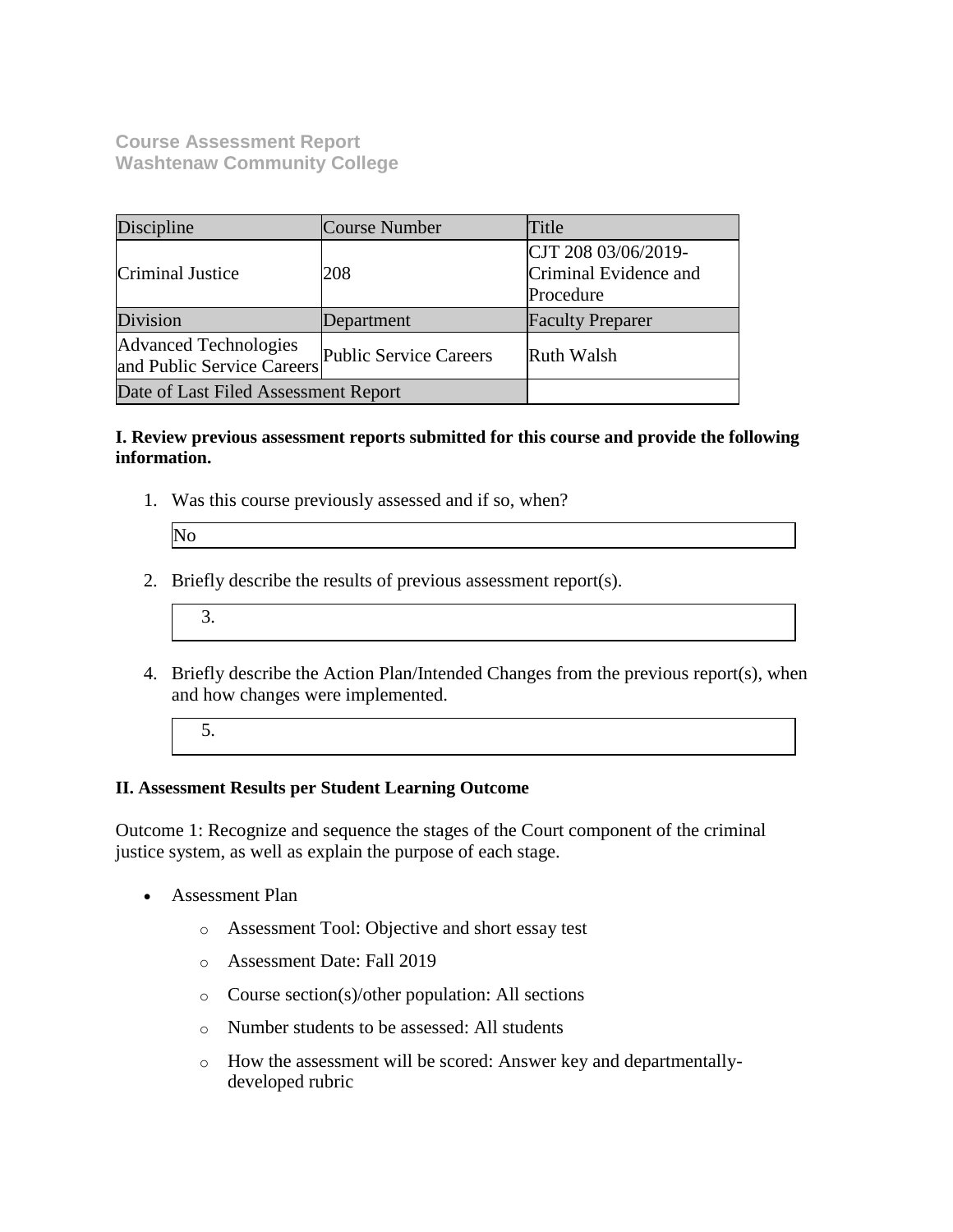**Course Assessment Report**
**Washtenaw Community College**

| Discipline | Course Number | Title |
|---|---|---|
| Criminal Justice | 208 | CJT 208 03/06/2019-Criminal Evidence and Procedure |
| Division | Department | Faculty Preparer |
| Advanced Technologies and Public Service Careers | Public Service Careers | Ruth Walsh |
| Date of Last Filed Assessment Report | | |

**I. Review previous assessment reports submitted for this course and provide the following information.**

1. Was this course previously assessed and if so, when?

   No

2. Briefly describe the results of previous assessment report(s).

   3.

4. Briefly describe the Action Plan/Intended Changes from the previous report(s), when and how changes were implemented.

   5.

**II. Assessment Results per Student Learning Outcome**

Outcome 1: Recognize and sequence the stages of the Court component of the criminal justice system, as well as explain the purpose of each stage.

- Assessment Plan
  - Assessment Tool: Objective and short essay test
  - Assessment Date: Fall 2019
  - Course section(s)/other population: All sections
  - Number students to be assessed: All students
  - How the assessment will be scored: Answer key and departmentally-developed rubric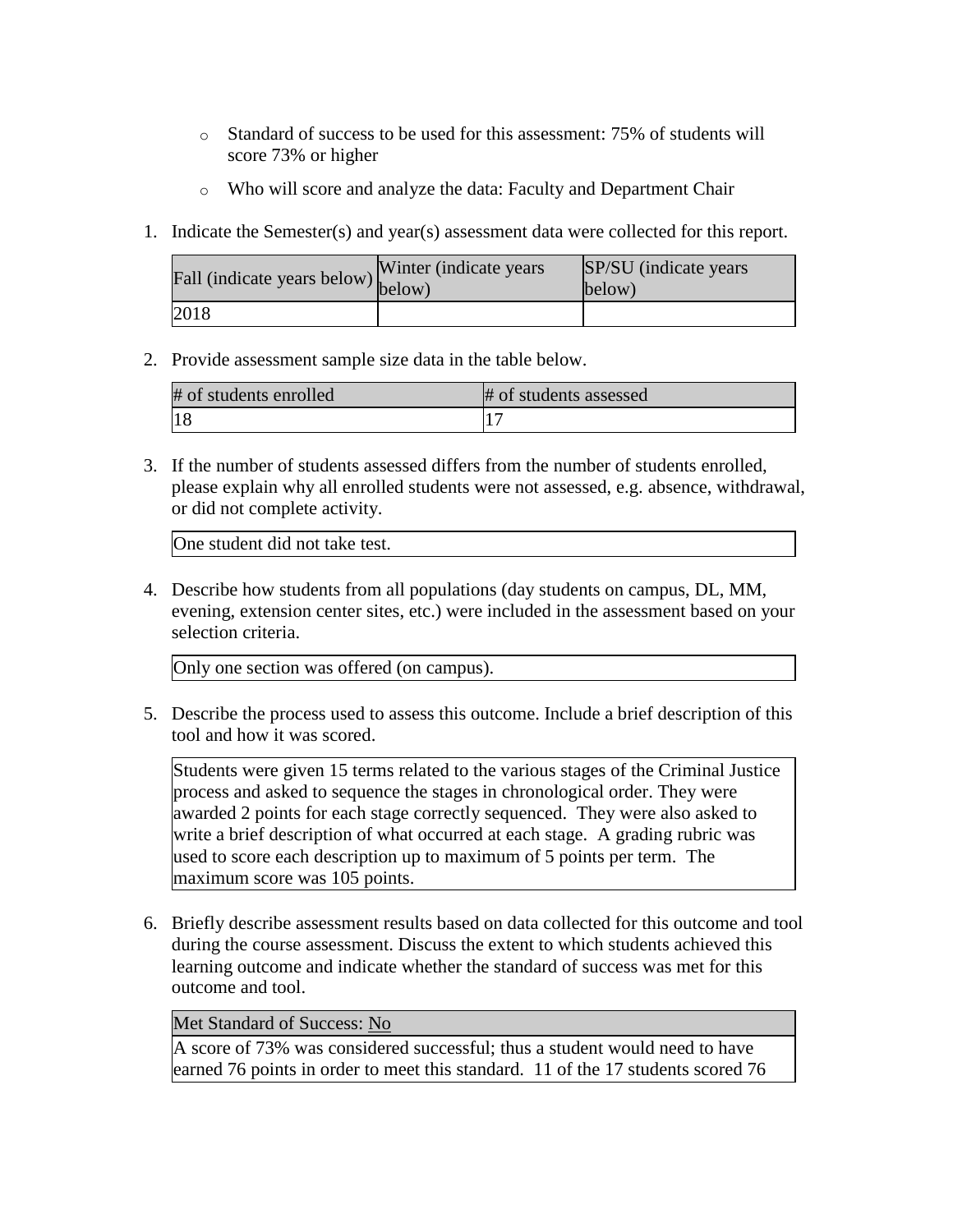- Standard of success to be used for this assessment: 75% of students will score 73% or higher
- Who will score and analyze the data: Faculty and Department Chair

1. Indicate the Semester(s) and year(s) assessment data were collected for this report.

| Fall (indicate years below) | Winter (indicate years below) | SP/SU (indicate years below) |
|---|---|---|
| 2018 | | |

2. Provide assessment sample size data in the table below.

| # of students enrolled | # of students assessed |
|---|---|
| 18 | 17 |

3. If the number of students assessed differs from the number of students enrolled, please explain why all enrolled students were not assessed, e.g. absence, withdrawal, or did not complete activity.

One student did not take test.

4. Describe how students from all populations (day students on campus, DL, MM, evening, extension center sites, etc.) were included in the assessment based on your selection criteria.

Only one section was offered (on campus).

5. Describe the process used to assess this outcome. Include a brief description of this tool and how it was scored.

Students were given 15 terms related to the various stages of the Criminal Justice process and asked to sequence the stages in chronological order. They were awarded 2 points for each stage correctly sequenced. They were also asked to write a brief description of what occurred at each stage. A grading rubric was used to score each description up to maximum of 5 points per term. The maximum score was 105 points.

6. Briefly describe assessment results based on data collected for this outcome and tool during the course assessment. Discuss the extent to which students achieved this learning outcome and indicate whether the standard of success was met for this outcome and tool.

Met Standard of Success: No

A score of 73% was considered successful; thus a student would need to have earned 76 points in order to meet this standard. 11 of the 17 students scored 76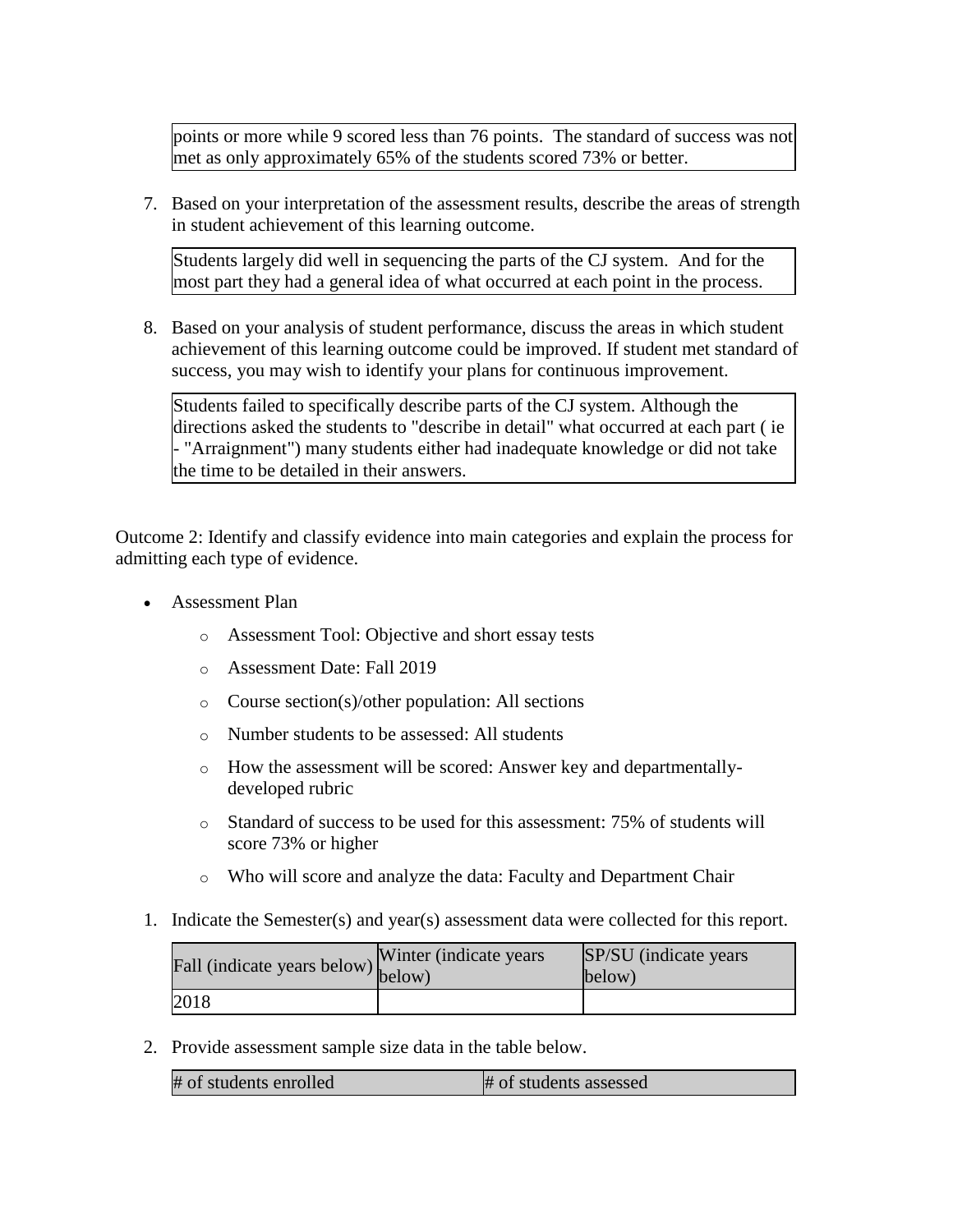points or more while 9 scored less than 76 points. The standard of success was not met as only approximately 65% of the students scored 73% or better.

7. Based on your interpretation of the assessment results, describe the areas of strength in student achievement of this learning outcome.

| Students largely did well in sequencing the parts of the CJ system. And for the most part they had a general idea of what occurred at each point in the process. |
|---|

8. Based on your analysis of student performance, discuss the areas in which student achievement of this learning outcome could be improved. If student met standard of success, you may wish to identify your plans for continuous improvement.

| Students failed to specifically describe parts of the CJ system. Although the directions asked the students to "describe in detail" what occurred at each part ( ie - "Arraignment") many students either had inadequate knowledge or did not take the time to be detailed in their answers. |
|---|

Outcome 2: Identify and classify evidence into main categories and explain the process for admitting each type of evidence.

- Assessment Plan
  - Assessment Tool: Objective and short essay tests
  - Assessment Date: Fall 2019
  - Course section(s)/other population: All sections
  - Number students to be assessed: All students
  - How the assessment will be scored: Answer key and departmentally-developed rubric
  - Standard of success to be used for this assessment: 75% of students will score 73% or higher
  - Who will score and analyze the data: Faculty and Department Chair

1. Indicate the Semester(s) and year(s) assessment data were collected for this report.

| Fall (indicate years below) | Winter (indicate years below) | SP/SU (indicate years below) |
|---|---|---|
| 2018 | | |

2. Provide assessment sample size data in the table below.

| # of students enrolled | # of students assessed |
|---|---|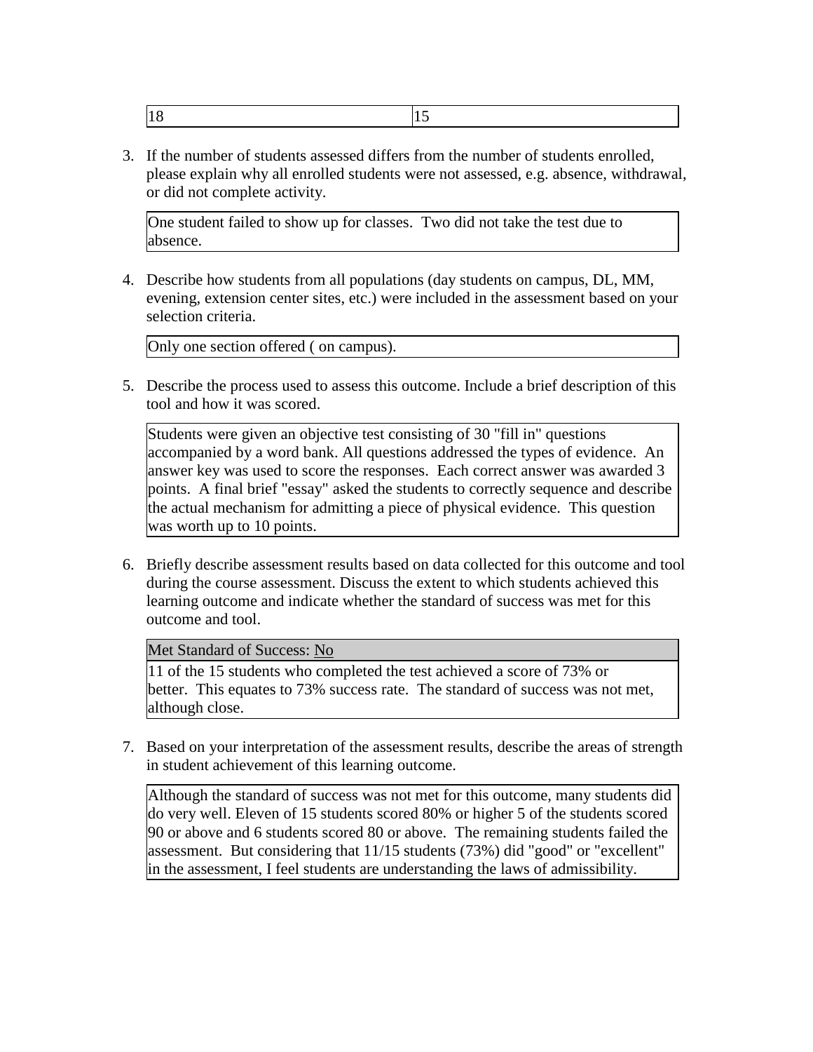| 18 | 15 |
|---|---|

3. If the number of students assessed differs from the number of students enrolled, please explain why all enrolled students were not assessed, e.g. absence, withdrawal, or did not complete activity.

| One student failed to show up for classes. Two did not take the test due to absence. |
|---|

4. Describe how students from all populations (day students on campus, DL, MM, evening, extension center sites, etc.) were included in the assessment based on your selection criteria.

| Only one section offered ( on campus). |
|---|

5. Describe the process used to assess this outcome. Include a brief description of this tool and how it was scored.

| Students were given an objective test consisting of 30 "fill in" questions accompanied by a word bank. All questions addressed the types of evidence. An answer key was used to score the responses. Each correct answer was awarded 3 points. A final brief "essay" asked the students to correctly sequence and describe the actual mechanism for admitting a piece of physical evidence. This question was worth up to 10 points. |
|---|

6. Briefly describe assessment results based on data collected for this outcome and tool during the course assessment. Discuss the extent to which students achieved this learning outcome and indicate whether the standard of success was met for this outcome and tool.

| Met Standard of Success: No |
|---|
| 11 of the 15 students who completed the test achieved a score of 73% or better. This equates to 73% success rate. The standard of success was not met, although close. |

7. Based on your interpretation of the assessment results, describe the areas of strength in student achievement of this learning outcome.

| Although the standard of success was not met for this outcome, many students did do very well. Eleven of 15 students scored 80% or higher 5 of the students scored 90 or above and 6 students scored 80 or above. The remaining students failed the assessment. But considering that 11/15 students (73%) did "good" or "excellent" in the assessment, I feel students are understanding the laws of admissibility. |
|---|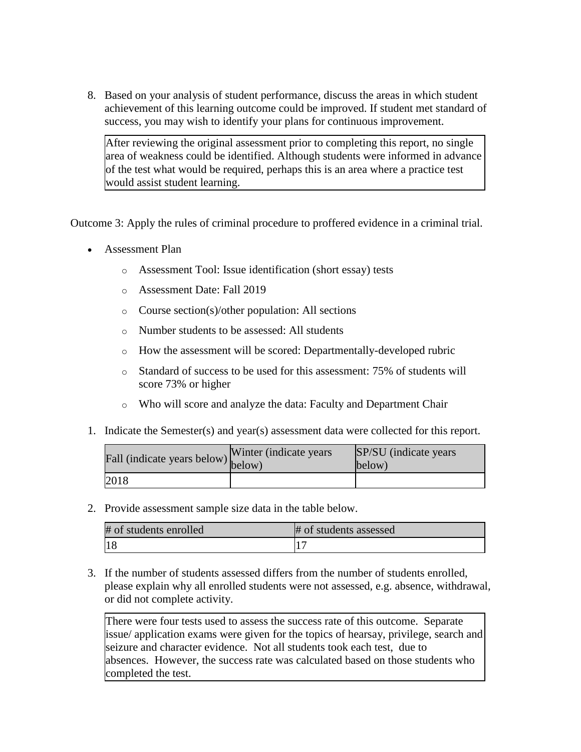8. Based on your analysis of student performance, discuss the areas in which student achievement of this learning outcome could be improved. If student met standard of success, you may wish to identify your plans for continuous improvement.

| After reviewing the original assessment prior to completing this report, no single area of weakness could be identified. Although students were informed in advance of the test what would be required, perhaps this is an area where a practice test would assist student learning. |
|---|

Outcome 3: Apply the rules of criminal procedure to proffered evidence in a criminal trial.

- Assessment Plan
    - Assessment Tool: Issue identification (short essay) tests
    - Assessment Date: Fall 2019
    - Course section(s)/other population: All sections
    - Number students to be assessed: All students
    - How the assessment will be scored: Departmentally-developed rubric
    - Standard of success to be used for this assessment: 75% of students will score 73% or higher
    - Who will score and analyze the data: Faculty and Department Chair

1. Indicate the Semester(s) and year(s) assessment data were collected for this report.

| Fall (indicate years below) | Winter (indicate years below) | SP/SU (indicate years below) |
|---|---|---|
| 2018 | | |

2. Provide assessment sample size data in the table below.

| # of students enrolled | # of students assessed |
|---|---|
| 18 | 17 |

3. If the number of students assessed differs from the number of students enrolled, please explain why all enrolled students were not assessed, e.g. absence, withdrawal, or did not complete activity.

| There were four tests used to assess the success rate of this outcome. Separate issue/ application exams were given for the topics of hearsay, privilege, search and seizure and character evidence. Not all students took each test, due to absences. However, the success rate was calculated based on those students who completed the test. |
|---|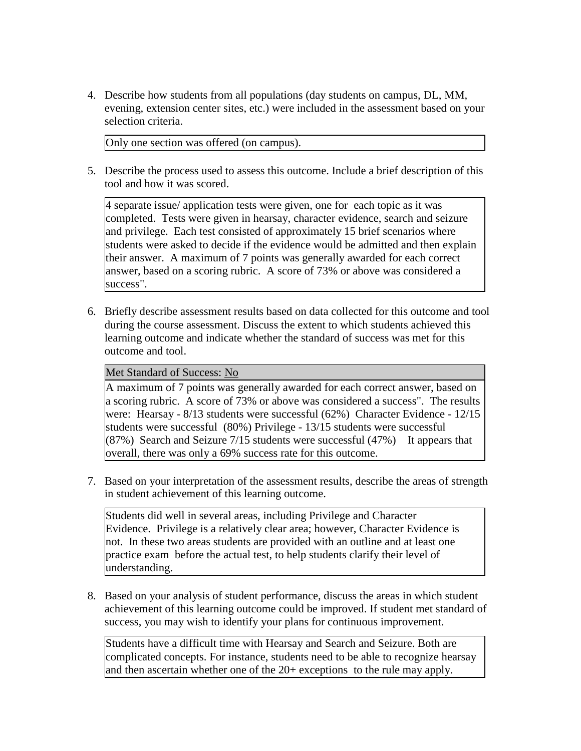4. Describe how students from all populations (day students on campus, DL, MM, evening, extension center sites, etc.) were included in the assessment based on your selection criteria.

   Only one section was offered (on campus).

5. Describe the process used to assess this outcome. Include a brief description of this tool and how it was scored.

   4 separate issue/ application tests were given, one for each topic as it was completed. Tests were given in hearsay, character evidence, search and seizure and privilege. Each test consisted of approximately 15 brief scenarios where students were asked to decide if the evidence would be admitted and then explain their answer. A maximum of 7 points was generally awarded for each correct answer, based on a scoring rubric. A score of 73% or above was considered a success".

6. Briefly describe assessment results based on data collected for this outcome and tool during the course assessment. Discuss the extent to which students achieved this learning outcome and indicate whether the standard of success was met for this outcome and tool.

   Met Standard of Success: No

   A maximum of 7 points was generally awarded for each correct answer, based on a scoring rubric. A score of 73% or above was considered a success". The results were: Hearsay - 8/13 students were successful (62%) Character Evidence - 12/15 students were successful (80%) Privilege - 13/15 students were successful (87%) Search and Seizure 7/15 students were successful (47%) It appears that overall, there was only a 69% success rate for this outcome.

7. Based on your interpretation of the assessment results, describe the areas of strength in student achievement of this learning outcome.

   Students did well in several areas, including Privilege and Character Evidence. Privilege is a relatively clear area; however, Character Evidence is not. In these two areas students are provided with an outline and at least one practice exam before the actual test, to help students clarify their level of understanding.

8. Based on your analysis of student performance, discuss the areas in which student achievement of this learning outcome could be improved. If student met standard of success, you may wish to identify your plans for continuous improvement.

   Students have a difficult time with Hearsay and Search and Seizure. Both are complicated concepts. For instance, students need to be able to recognize hearsay and then ascertain whether one of the 20+ exceptions to the rule may apply.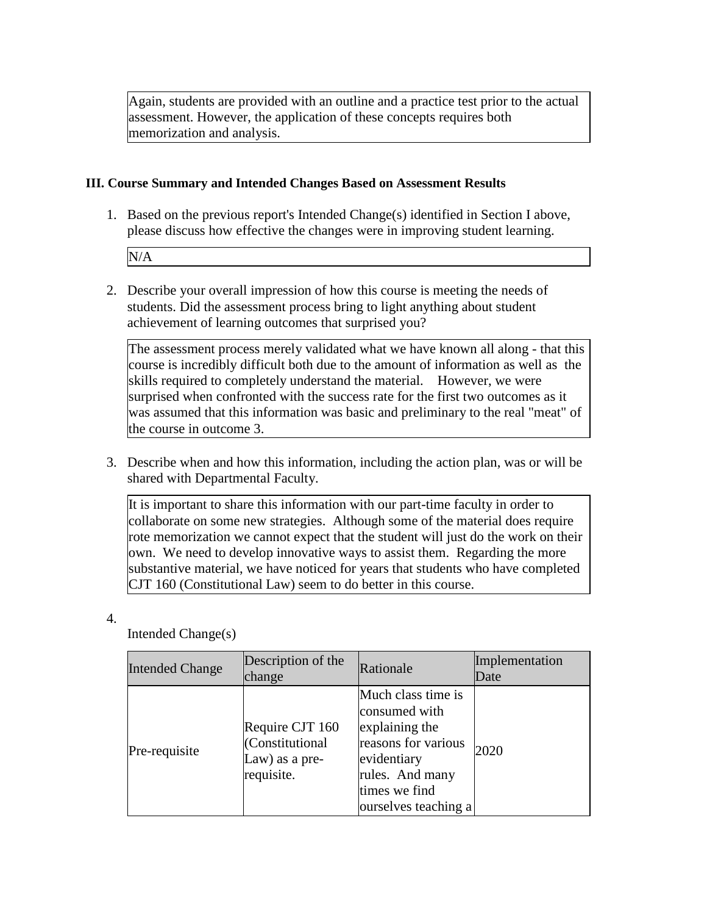Again, students are provided with an outline and a practice test prior to the actual assessment. However, the application of these concepts requires both memorization and analysis.

### III. Course Summary and Intended Changes Based on Assessment Results

1. Based on the previous report's Intended Change(s) identified in Section I above, please discuss how effective the changes were in improving student learning.

   N/A

2. Describe your overall impression of how this course is meeting the needs of students. Did the assessment process bring to light anything about student achievement of learning outcomes that surprised you?

   The assessment process merely validated what we have known all along - that this course is incredibly difficult both due to the amount of information as well as the skills required to completely understand the material. However, we were surprised when confronted with the success rate for the first two outcomes as it was assumed that this information was basic and preliminary to the real "meat" of the course in outcome 3.

3. Describe when and how this information, including the action plan, was or will be shared with Departmental Faculty.

   It is important to share this information with our part-time faculty in order to collaborate on some new strategies. Although some of the material does require rote memorization we cannot expect that the student will just do the work on their own. We need to develop innovative ways to assist them. Regarding the more substantive material, we have noticed for years that students who have completed CJT 160 (Constitutional Law) seem to do better in this course.

4. Intended Change(s)

| Intended Change | Description of the change | Rationale | Implementation Date |
|---|---|---|---|
| Pre-requisite | Require CJT 160 (Constitutional Law) as a pre-requisite. | Much class time is consumed with explaining the reasons for various evidentiary rules. And many times we find ourselves teaching a | 2020 |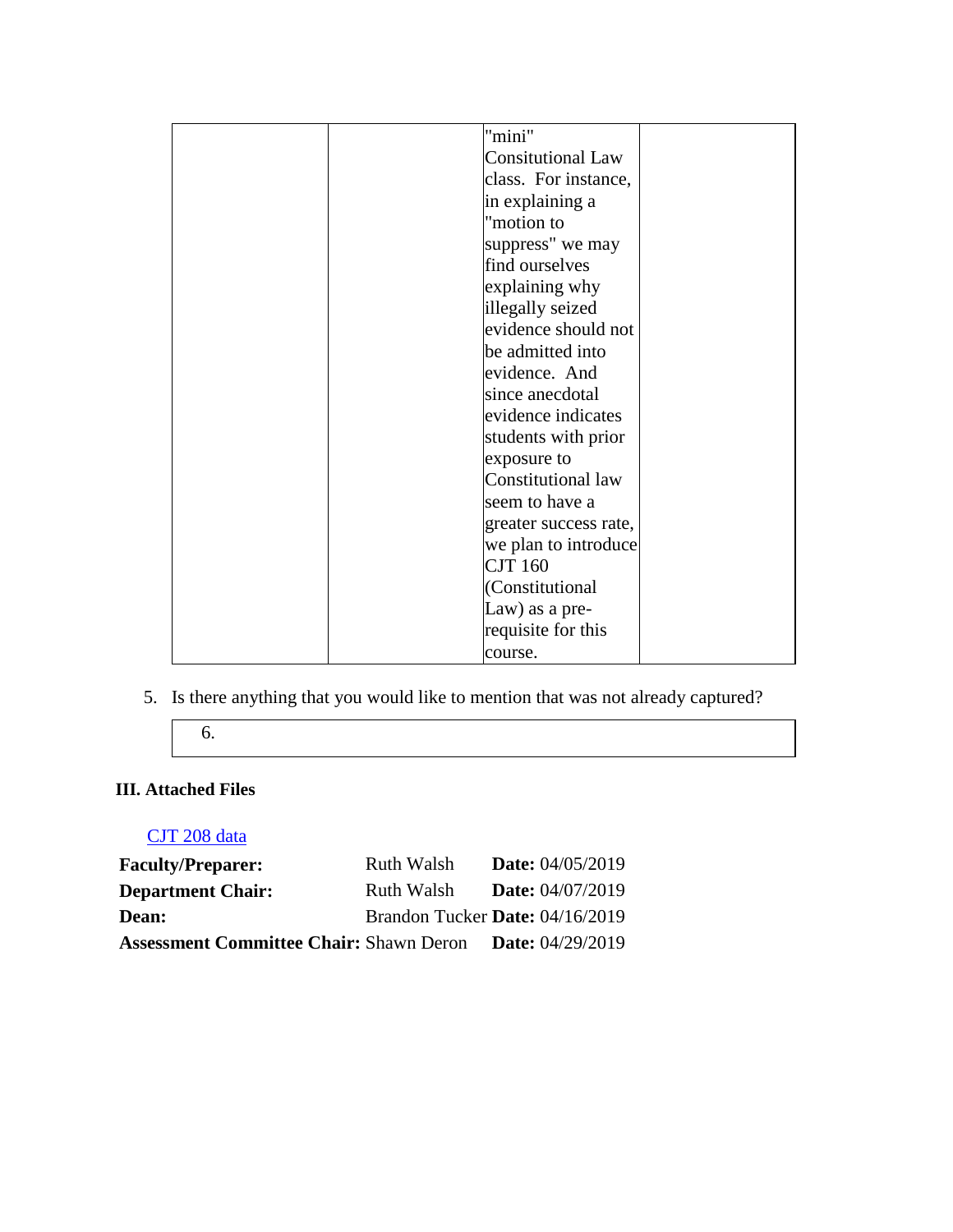| | | | |
|---|---|---|---|
| | | "mini" Consitutional Law class. For instance, in explaining a "motion to suppress" we may find ourselves explaining why illegally seized evidence should not be admitted into evidence. And since anecdotal evidence indicates students with prior exposure to Constitutional law seem to have a greater success rate, we plan to introduce CJT 160 (Constitutional Law) as a pre-requisite for this course. | |

5. Is there anything that you would like to mention that was not already captured?

| |
|---|
| 6. |

### III. Attached Files

CJT 208 data

| | | |
|---|---|---|
| **Faculty/Preparer:** | Ruth Walsh | **Date:** 04/05/2019 |
| **Department Chair:** | Ruth Walsh | **Date:** 04/07/2019 |
| **Dean:** | Brandon Tucker | **Date:** 04/16/2019 |
| **Assessment Committee Chair:** | Shawn Deron | **Date:** 04/29/2019 |